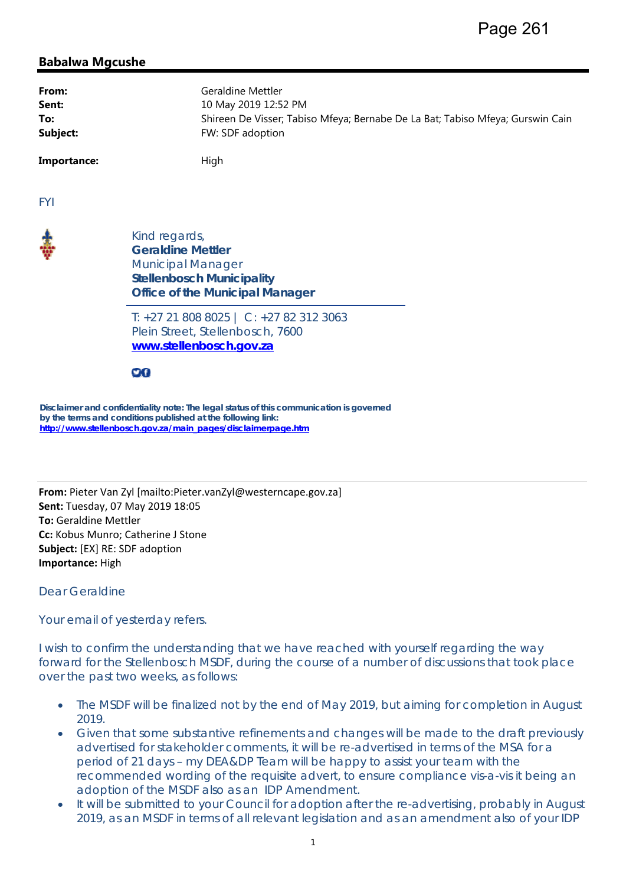**Babalwa Mgcushe**

---

| | |
|---|---|
| **From:** | Geraldine Mettler |
| **Sent:** | 10 May 2019 12:52 PM |
| **To:** | Shireen De Visser; Tabiso Mfeya; Bernabe De La Bat; Tabiso Mfeya; Gurswin Cain |
| **Subject:** | FW: SDF adoption |
| **Importance:** | High |

FYI

Kind regards,
**Geraldine Mettler**
Municipal Manager
**Stellenbosch Municipality**
**Office of the Municipal Manager**

T: +27 21 808 8025 | C: +27 82 312 3063
Plein Street, Stellenbosch, 7600
**www.stellenbosch.gov.za**

**Disclaimer and confidentiality note: The legal status of this communication is governed by the terms and conditions published at the following link: http://www.stellenbosch.gov.za/main_pages/disclaimerpage.htm**

---

**From:** Pieter Van Zyl [mailto:Pieter.vanZyl@westerncape.gov.za]
**Sent:** Tuesday, 07 May 2019 18:05
**To:** Geraldine Mettler
**Cc:** Kobus Munro; Catherine J Stone
**Subject:** [EX] RE: SDF adoption
**Importance:** High

Dear Geraldine

Your email of yesterday refers.

I wish to confirm the understanding that we have reached with yourself regarding the way forward for the Stellenbosch MSDF, during the course of a number of discussions that took place over the past two weeks, as follows:

- The MSDF will be finalized not by the end of May 2019, but aiming for completion in August 2019.
- Given that some substantive refinements and changes will be made to the draft previously advertised for stakeholder comments, it will be re-advertised in terms of the MSA for a period of 21 days – my DEA&DP Team will be happy to assist your team with the recommended wording of the requisite advert, to ensure compliance vis-a-vis it being an adoption of the MSDF also as an IDP Amendment.
- It will be submitted to your Council for adoption after the re-advertising, probably in August 2019, as an MSDF in terms of all relevant legislation and as an amendment also of your IDP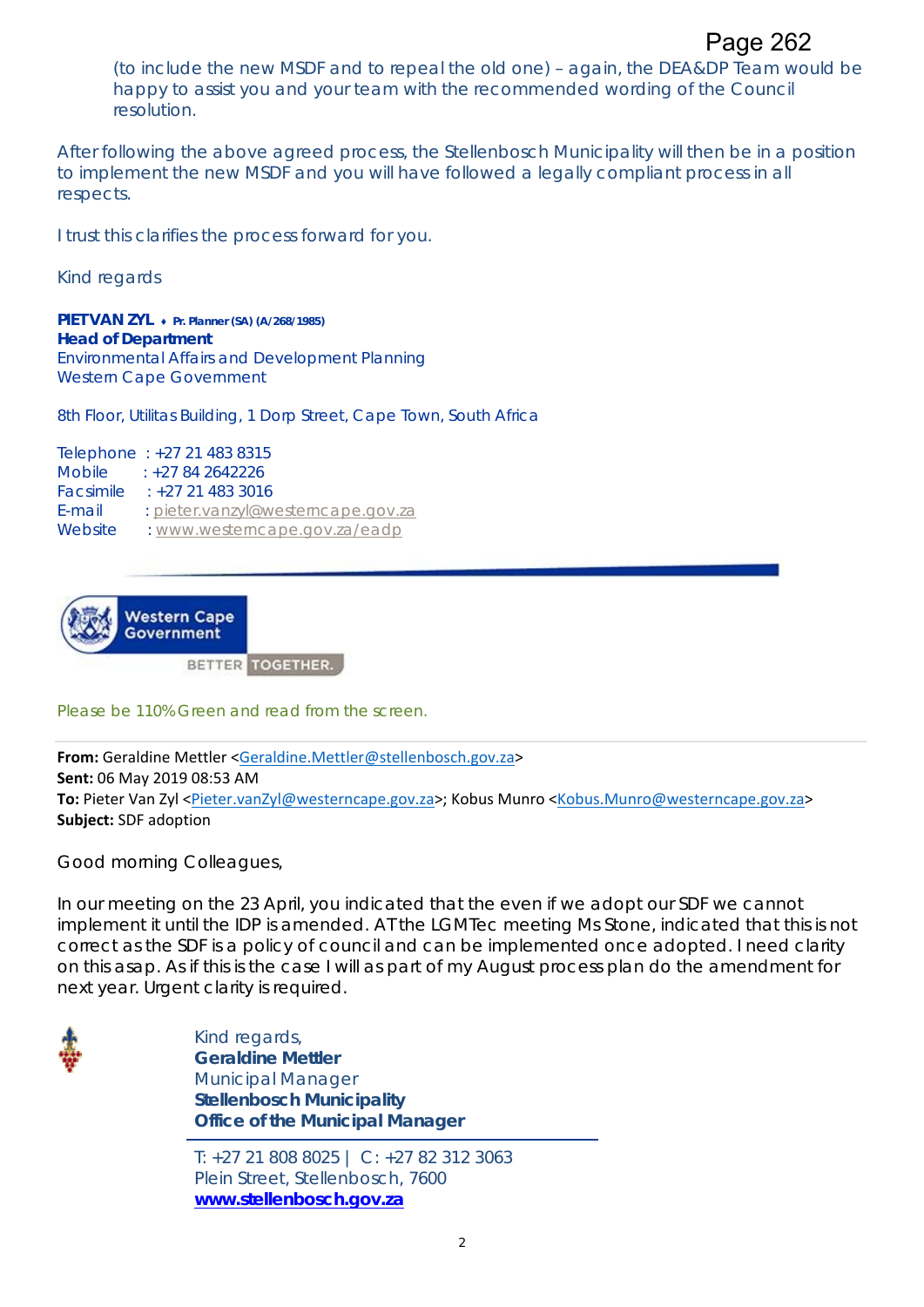(to include the new MSDF and to repeal the old one) – again, the DEA&DP Team would be happy to assist you and your team with the recommended wording of the Council resolution.

After following the above agreed process, the Stellenbosch Municipality will then be in a position to implement the new MSDF and you will have followed a legally compliant process in all respects.

I trust this clarifies the process forward for you.

Kind regards

**PIET VAN ZYL** ♦ **Pr. Planner (SA) (A/268/1985)**
**Head of Department**
Environmental Affairs and Development Planning
Western Cape Government

8th Floor, Utilitas Building, 1 Dorp Street, Cape Town, South Africa

Telephone : +27 21 483 8315
Mobile : +27 84 2642226
Facsimile : +27 21 483 3016
E-mail : pieter.vanzyl@westerncape.gov.za
Website : www.westerncape.gov.za/eadp

Western Cape Government
BETTER TOGETHER.

Please be 110% Green and read from the screen.

**From:** Geraldine Mettler <Geraldine.Mettler@stellenbosch.gov.za>
**Sent:** 06 May 2019 08:53 AM
**To:** Pieter Van Zyl <Pieter.vanZyl@westerncape.gov.za>; Kobus Munro <Kobus.Munro@westerncape.gov.za>
**Subject:** SDF adoption

Good morning Colleagues,

In our meeting on the 23 April, you indicated that the even if we adopt our SDF we cannot implement it until the IDP is amended. AT the LGMTec meeting Ms Stone, indicated that this is not correct as the SDF is a policy of council and can be implemented once adopted. I need clarity on this asap. As if this is the case I will as part of my August process plan do the amendment for next year. Urgent clarity is required.

Kind regards,
**Geraldine Mettler**
Municipal Manager
**Stellenbosch Municipality**
**Office of the Municipal Manager**

T: +27 21 808 8025 | C: +27 82 312 3063
Plein Street, Stellenbosch, 7600
**www.stellenbosch.gov.za**